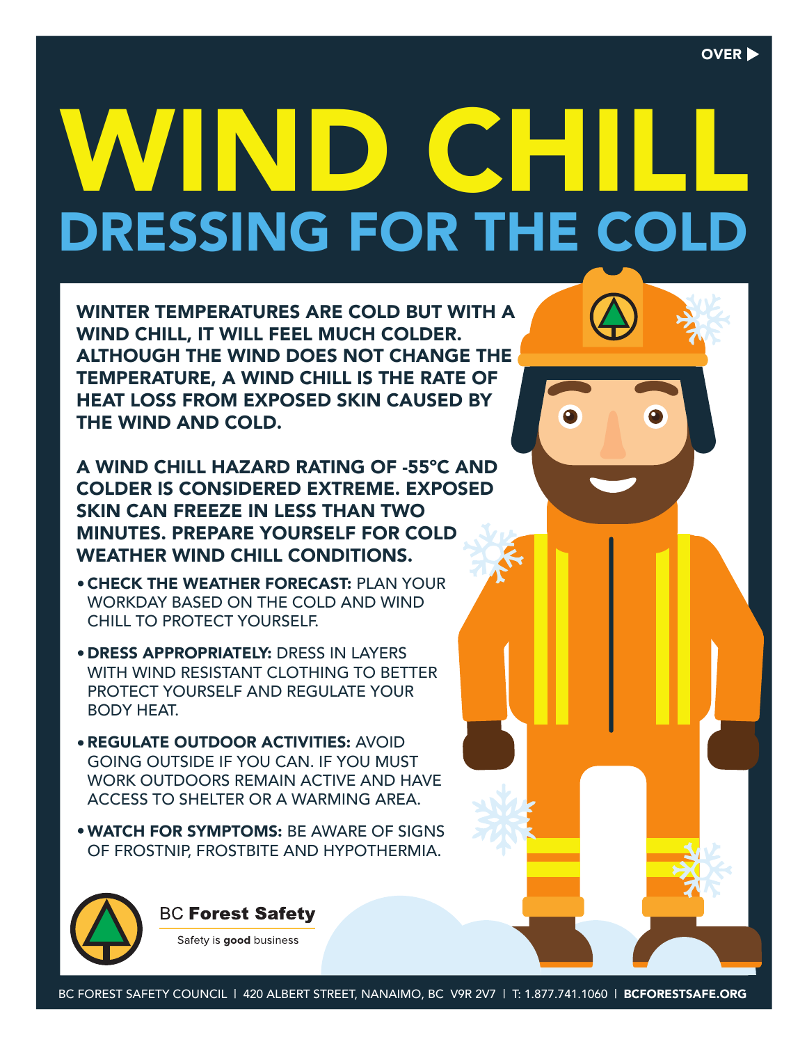OVER ▶

# WIND CHILL

## DRESSING FOR THE COLD

**WINTER TEMPERATURES ARE COLD BUT WITH A WIND CHILL, IT WILL FEEL MUCH COLDER. ALTHOUGH THE WIND DOES NOT CHANGE THE TEMPERATURE, A WIND CHILL IS THE RATE OF HEAT LOSS FROM EXPOSED SKIN CAUSED BY THE WIND AND COLD.**

**A WIND CHILL HAZARD RATING OF -55°C AND COLDER IS CONSIDERED EXTREME. EXPOSED SKIN CAN FREEZE IN LESS THAN TWO MINUTES. PREPARE YOURSELF FOR COLD WEATHER WIND CHILL CONDITIONS.**

- **CHECK THE WEATHER FORECAST:** PLAN YOUR WORKDAY BASED ON THE COLD AND WIND CHILL TO PROTECT YOURSELF.
- **DRESS APPROPRIATELY:** DRESS IN LAYERS WITH WIND RESISTANT CLOTHING TO BETTER PROTECT YOURSELF AND REGULATE YOUR BODY HEAT.
- **REGULATE OUTDOOR ACTIVITIES:** AVOID GOING OUTSIDE IF YOU CAN. IF YOU MUST WORK OUTDOORS REMAIN ACTIVE AND HAVE ACCESS TO SHELTER OR A WARMING AREA.
- **WATCH FOR SYMPTOMS:** BE AWARE OF SIGNS OF FROSTNIP, FROSTBITE AND HYPOTHERMIA.

BC **Forest Safety**

Safety is **good** business

BC FOREST SAFETY COUNCIL | 420 ALBERT STREET, NANAIMO, BC V9R 2V7 | T: 1.877.741.1060 | **BCFORESTSAFE.ORG**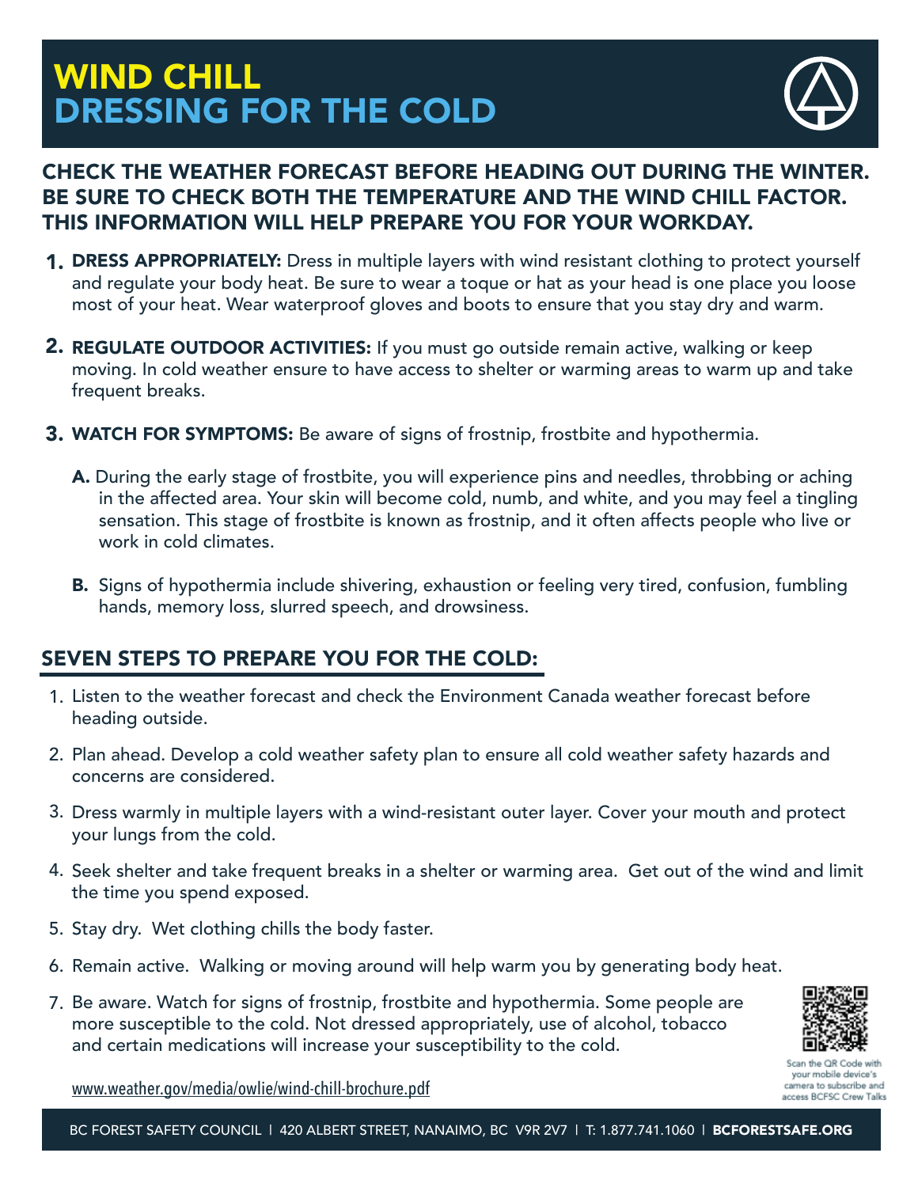# WIND CHILL
# DRESSING FOR THE COLD

## CHECK THE WEATHER FORECAST BEFORE HEADING OUT DURING THE WINTER. BE SURE TO CHECK BOTH THE TEMPERATURE AND THE WIND CHILL FACTOR. THIS INFORMATION WILL HELP PREPARE YOU FOR YOUR WORKDAY.

1. **DRESS APPROPRIATELY:** Dress in multiple layers with wind resistant clothing to protect yourself and regulate your body heat. Be sure to wear a toque or hat as your head is one place you loose most of your heat. Wear waterproof gloves and boots to ensure that you stay dry and warm.

2. **REGULATE OUTDOOR ACTIVITIES:** If you must go outside remain active, walking or keep moving. In cold weather ensure to have access to shelter or warming areas to warm up and take frequent breaks.

3. **WATCH FOR SYMPTOMS:** Be aware of signs of frostnip, frostbite and hypothermia.

   **A.** During the early stage of frostbite, you will experience pins and needles, throbbing or aching in the affected area. Your skin will become cold, numb, and white, and you may feel a tingling sensation. This stage of frostbite is known as frostnip, and it often affects people who live or work in cold climates.

   **B.** Signs of hypothermia include shivering, exhaustion or feeling very tired, confusion, fumbling hands, memory loss, slurred speech, and drowsiness.

## SEVEN STEPS TO PREPARE YOU FOR THE COLD:

1. Listen to the weather forecast and check the Environment Canada weather forecast before heading outside.
2. Plan ahead. Develop a cold weather safety plan to ensure all cold weather safety hazards and concerns are considered.
3. Dress warmly in multiple layers with a wind-resistant outer layer. Cover your mouth and protect your lungs from the cold.
4. Seek shelter and take frequent breaks in a shelter or warming area. Get out of the wind and limit the time you spend exposed.
5. Stay dry. Wet clothing chills the body faster.
6. Remain active. Walking or moving around will help warm you by generating body heat.
7. Be aware. Watch for signs of frostnip, frostbite and hypothermia. Some people are more susceptible to the cold. Not dressed appropriately, use of alcohol, tobacco and certain medications will increase your susceptibility to the cold.

www.weather.gov/media/owlie/wind-chill-brochure.pdf

Scan the QR Code with your mobile device's camera to subscribe and access BCFSC Crew Talks

BC FOREST SAFETY COUNCIL | 420 ALBERT STREET, NANAIMO, BC V9R 2V7 | T: 1.877.741.1060 | **BCFORESTSAFE.ORG**